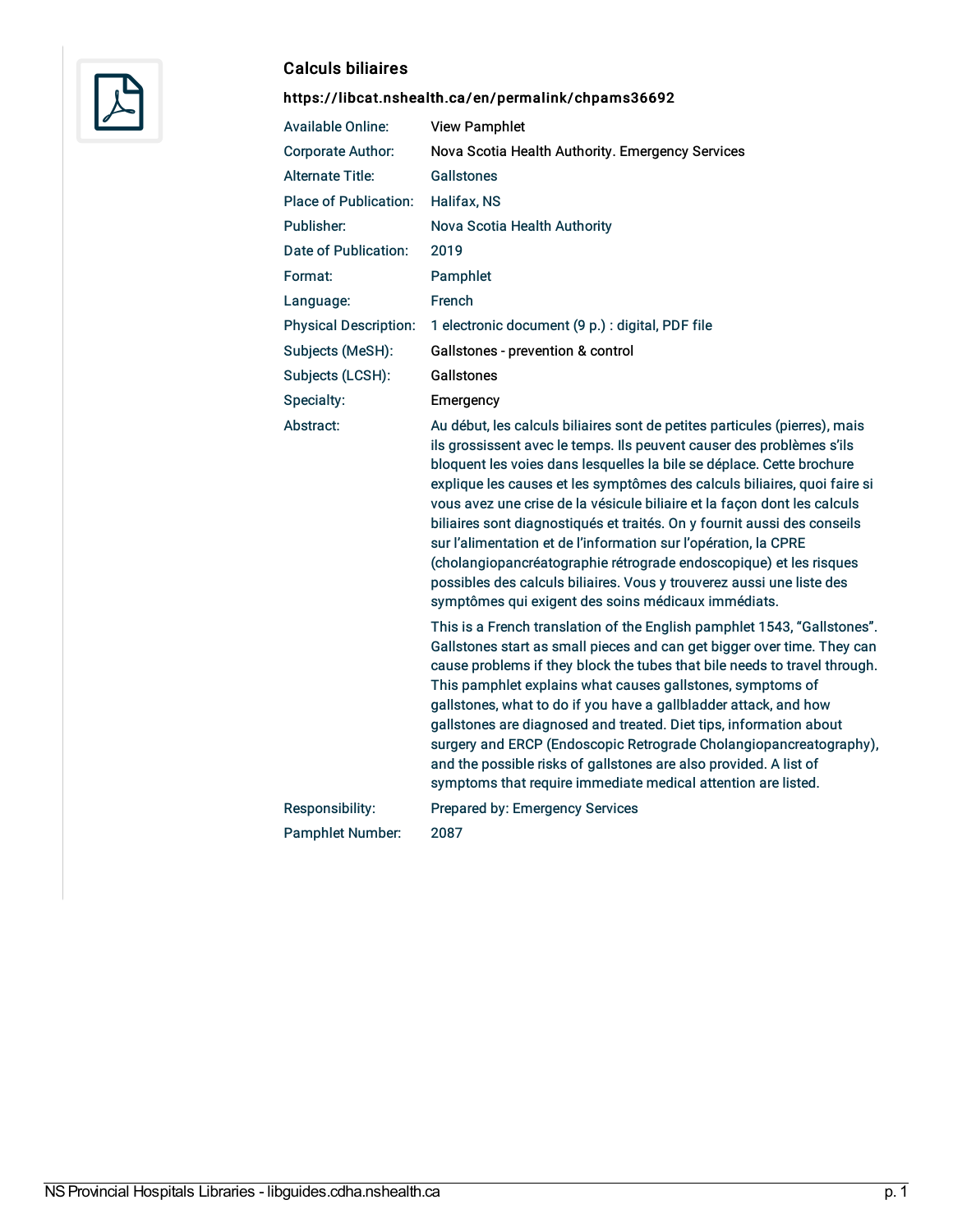## Calculs biliaires

**https://libcat.nshealth.ca/en/permalink/chpams36692**

| | |
|---|---|
| Available Online: | View Pamphlet |
| Corporate Author: | Nova Scotia Health Authority. Emergency Services |
| Alternate Title: | Gallstones |
| Place of Publication: | Halifax, NS |
| Publisher: | Nova Scotia Health Authority |
| Date of Publication: | 2019 |
| Format: | Pamphlet |
| Language: | French |
| Physical Description: | 1 electronic document (9 p.) : digital, PDF file |
| Subjects (MeSH): | Gallstones - prevention & control |
| Subjects (LCSH): | Gallstones |
| Specialty: | Emergency |
| Abstract: | Au début, les calculs biliaires sont de petites particules (pierres), mais ils grossissent avec le temps. Ils peuvent causer des problèmes s'ils bloquent les voies dans lesquelles la bile se déplace. Cette brochure explique les causes et les symptômes des calculs biliaires, quoi faire si vous avez une crise de la vésicule biliaire et la façon dont les calculs biliaires sont diagnostiqués et traités. On y fournit aussi des conseils sur l'alimentation et de l'information sur l'opération, la CPRE (cholangiopancréatographie rétrograde endoscopique) et les risques possibles des calculs biliaires. Vous y trouverez aussi une liste des symptômes qui exigent des soins médicaux immédiats.<br><br>This is a French translation of the English pamphlet 1543, "Gallstones". Gallstones start as small pieces and can get bigger over time. They can cause problems if they block the tubes that bile needs to travel through. This pamphlet explains what causes gallstones, symptoms of gallstones, what to do if you have a gallbladder attack, and how gallstones are diagnosed and treated. Diet tips, information about surgery and ERCP (Endoscopic Retrograde Cholangiopancreatography), and the possible risks of gallstones are also provided. A list of symptoms that require immediate medical attention are listed. |
| Responsibility: | Prepared by: Emergency Services |
| Pamphlet Number: | 2087 |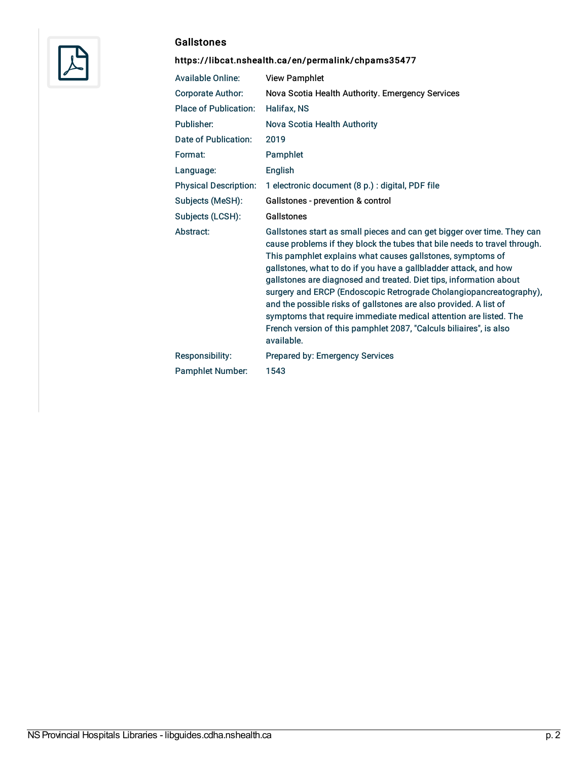## Gallstones

**https://libcat.nshealth.ca/en/permalink/chpams35477**

| | |
|---|---|
| Available Online: | View Pamphlet |
| Corporate Author: | Nova Scotia Health Authority. Emergency Services |
| Place of Publication: | Halifax, NS |
| Publisher: | Nova Scotia Health Authority |
| Date of Publication: | 2019 |
| Format: | Pamphlet |
| Language: | English |
| Physical Description: | 1 electronic document (8 p.) : digital, PDF file |
| Subjects (MeSH): | Gallstones - prevention & control |
| Subjects (LCSH): | Gallstones |
| Abstract: | Gallstones start as small pieces and can get bigger over time. They can cause problems if they block the tubes that bile needs to travel through. This pamphlet explains what causes gallstones, symptoms of gallstones, what to do if you have a gallbladder attack, and how gallstones are diagnosed and treated. Diet tips, information about surgery and ERCP (Endoscopic Retrograde Cholangiopancreatography), and the possible risks of gallstones are also provided. A list of symptoms that require immediate medical attention are listed. The French version of this pamphlet 2087, "Calculs biliaires", is also available. |
| Responsibility: | Prepared by: Emergency Services |
| Pamphlet Number: | 1543 |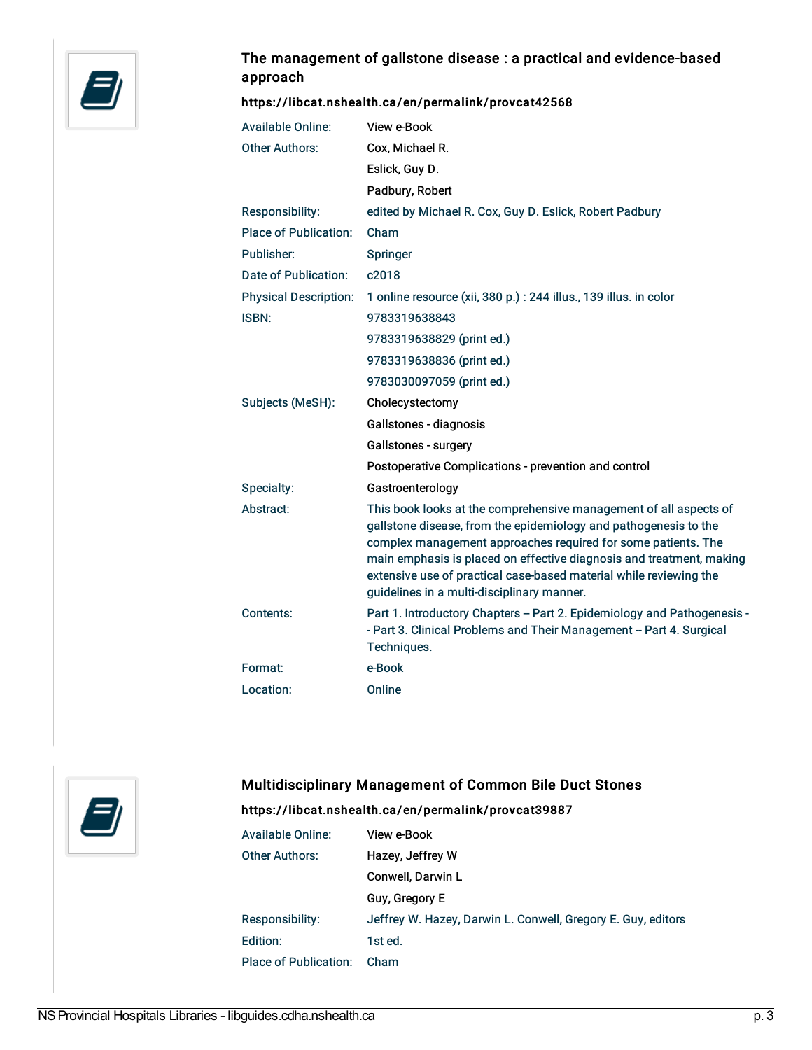### The management of gallstone disease : a practical and evidence-based approach

**https://libcat.nshealth.ca/en/permalink/provcat42568**

| | |
|---|---|
| Available Online: | View e-Book |
| Other Authors: | Cox, Michael R. |
| | Eslick, Guy D. |
| | Padbury, Robert |
| Responsibility: | edited by Michael R. Cox, Guy D. Eslick, Robert Padbury |
| Place of Publication: | Cham |
| Publisher: | Springer |
| Date of Publication: | c2018 |
| Physical Description: | 1 online resource (xii, 380 p.) : 244 illus., 139 illus. in color |
| ISBN: | 9783319638843 |
| | 9783319638829 (print ed.) |
| | 9783319638836 (print ed.) |
| | 9783030097059 (print ed.) |
| Subjects (MeSH): | Cholecystectomy |
| | Gallstones - diagnosis |
| | Gallstones - surgery |
| | Postoperative Complications - prevention and control |
| Specialty: | Gastroenterology |
| Abstract: | This book looks at the comprehensive management of all aspects of gallstone disease, from the epidemiology and pathogenesis to the complex management approaches required for some patients. The main emphasis is placed on effective diagnosis and treatment, making extensive use of practical case-based material while reviewing the guidelines in a multi-disciplinary manner. |
| Contents: | Part 1. Introductory Chapters -- Part 2. Epidemiology and Pathogenesis -- Part 3. Clinical Problems and Their Management -- Part 4. Surgical Techniques. |
| Format: | e-Book |
| Location: | Online |

### Multidisciplinary Management of Common Bile Duct Stones

**https://libcat.nshealth.ca/en/permalink/provcat39887**

| | |
|---|---|
| Available Online: | View e-Book |
| Other Authors: | Hazey, Jeffrey W |
| | Conwell, Darwin L |
| | Guy, Gregory E |
| Responsibility: | Jeffrey W. Hazey, Darwin L. Conwell, Gregory E. Guy, editors |
| Edition: | 1st ed. |
| Place of Publication: | Cham |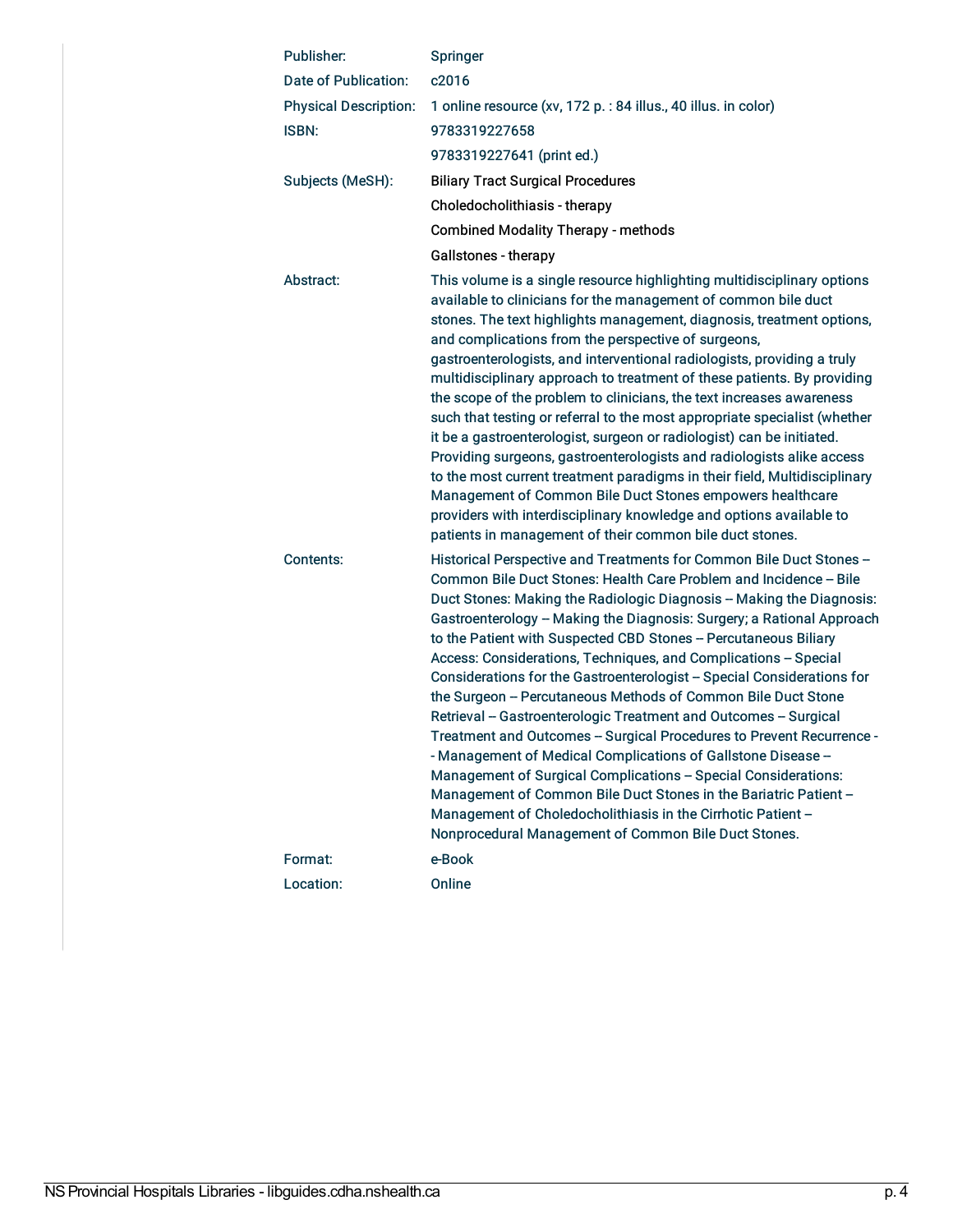| | |
|---|---|
| Publisher: | Springer |
| Date of Publication: | c2016 |
| Physical Description: | 1 online resource (xv, 172 p. : 84 illus., 40 illus. in color) |
| ISBN: | 9783319227658 |
| | 9783319227641 (print ed.) |
| Subjects (MeSH): | Biliary Tract Surgical Procedures |
| | Choledocholithiasis - therapy |
| | Combined Modality Therapy - methods |
| | Gallstones - therapy |
| Abstract: | This volume is a single resource highlighting multidisciplinary options available to clinicians for the management of common bile duct stones. The text highlights management, diagnosis, treatment options, and complications from the perspective of surgeons, gastroenterologists, and interventional radiologists, providing a truly multidisciplinary approach to treatment of these patients. By providing the scope of the problem to clinicians, the text increases awareness such that testing or referral to the most appropriate specialist (whether it be a gastroenterologist, surgeon or radiologist) can be initiated. Providing surgeons, gastroenterologists and radiologists alike access to the most current treatment paradigms in their field, Multidisciplinary Management of Common Bile Duct Stones empowers healthcare providers with interdisciplinary knowledge and options available to patients in management of their common bile duct stones. |
| Contents: | Historical Perspective and Treatments for Common Bile Duct Stones -- Common Bile Duct Stones: Health Care Problem and Incidence -- Bile Duct Stones: Making the Radiologic Diagnosis -- Making the Diagnosis: Gastroenterology -- Making the Diagnosis: Surgery; a Rational Approach to the Patient with Suspected CBD Stones -- Percutaneous Biliary Access: Considerations, Techniques, and Complications -- Special Considerations for the Gastroenterologist -- Special Considerations for the Surgeon -- Percutaneous Methods of Common Bile Duct Stone Retrieval -- Gastroenterologic Treatment and Outcomes -- Surgical Treatment and Outcomes -- Surgical Procedures to Prevent Recurrence -- Management of Medical Complications of Gallstone Disease -- Management of Surgical Complications -- Special Considerations: Management of Common Bile Duct Stones in the Bariatric Patient -- Management of Choledocholithiasis in the Cirrhotic Patient -- Nonprocedural Management of Common Bile Duct Stones. |
| Format: | e-Book |
| Location: | Online |